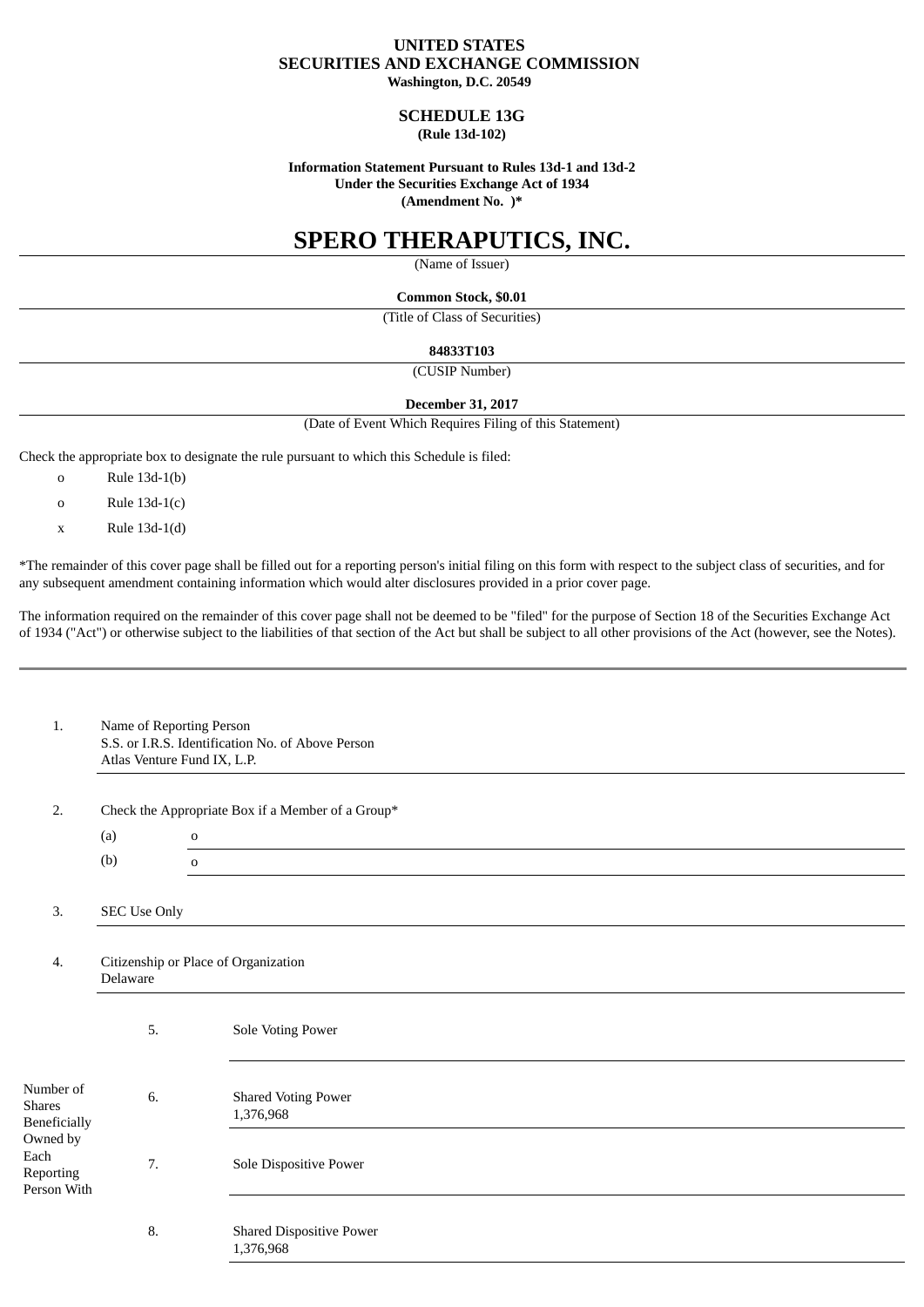# UNITED STATES
# SECURITIES AND EXCHANGE COMMISSION
**Washington, D.C. 20549**

## SCHEDULE 13G
**(Rule 13d-102)**

**Information Statement Pursuant to Rules 13d-1 and 13d-2**
**Under the Securities Exchange Act of 1934**
**(Amendment No. )***

# SPERO THERAPUTICS, INC.

(Name of Issuer)

**Common Stock, $0.01**

(Title of Class of Securities)

**84833T103**

(CUSIP Number)

**December 31, 2017**

(Date of Event Which Requires Filing of this Statement)

Check the appropriate box to designate the rule pursuant to which this Schedule is filed:

o Rule 13d-1(b)

o Rule 13d-1(c)

x Rule 13d-1(d)

*The remainder of this cover page shall be filled out for a reporting person's initial filing on this form with respect to the subject class of securities, and for any subsequent amendment containing information which would alter disclosures provided in a prior cover page.

The information required on the remainder of this cover page shall not be deemed to be "filed" for the purpose of Section 18 of the Securities Exchange Act of 1934 ("Act") or otherwise subject to the liabilities of that section of the Act but shall be subject to all other provisions of the Act (however, see the Notes).

---

| | | |
|---|---|---|
| 1. | Name of Reporting Person<br>S.S. or I.R.S. Identification No. of Above Person<br>Atlas Venture Fund IX, L.P. | |
| 2. | Check the Appropriate Box if a Member of a Group* | |
| | (a) | o |
| | (b) | o |
| 3. | SEC Use Only | |
| 4. | Citizenship or Place of Organization<br>Delaware | |

| Number of Shares Beneficially Owned by Each Reporting Person With | | |
|---|---|---|
| | 5. | Sole Voting Power |
| | 6. | Shared Voting Power<br>1,376,968 |
| | 7. | Sole Dispositive Power |
| | 8. | Shared Dispositive Power<br>1,376,968 |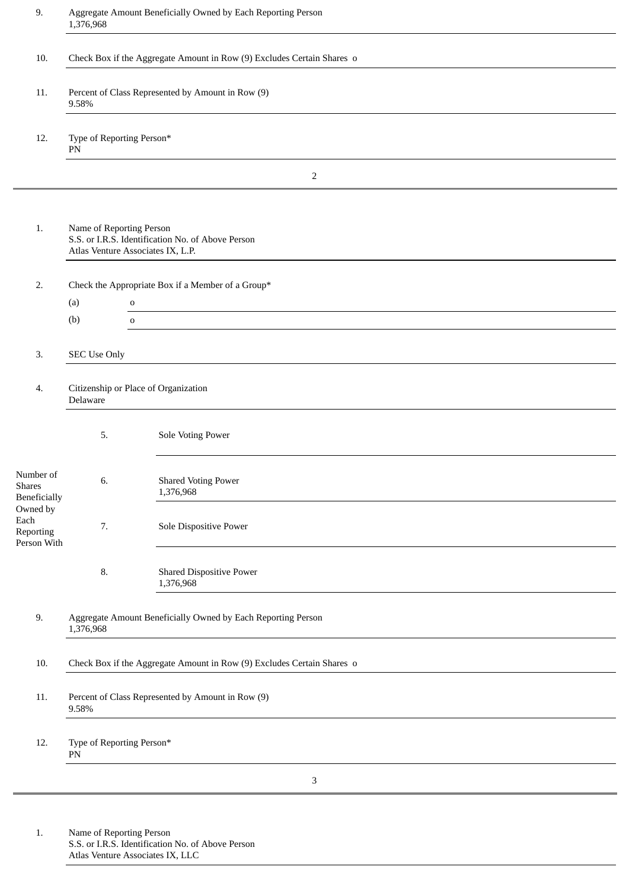| | | | |
|---|---|---|---|
| 9. | Aggregate Amount Beneficially Owned by Each Reporting Person<br>1,376,968 | | |
| 10. | Check Box if the Aggregate Amount in Row (9) Excludes Certain Shares o | | |
| 11. | Percent of Class Represented by Amount in Row (9)<br>9.58% | | |
| 12. | Type of Reporting Person*<br>PN | | |

| | | | |
|---|---|---|---|
| 1. | Name of Reporting Person<br>S.S. or I.R.S. Identification No. of Above Person<br>Atlas Venture Associates IX, L.P. | | |
| 2. | Check the Appropriate Box if a Member of a Group* | | |
| | (a) | o | |
| | (b) | o | |
| 3. | SEC Use Only | | |
| 4. | Citizenship or Place of Organization<br>Delaware | | |
| Number of Shares Beneficially Owned by Each Reporting Person With | 5. | Sole Voting Power | |
| | 6. | Shared Voting Power<br>1,376,968 | |
| | 7. | Sole Dispositive Power | |
| | 8. | Shared Dispositive Power<br>1,376,968 | |
| 9. | Aggregate Amount Beneficially Owned by Each Reporting Person<br>1,376,968 | | |
| 10. | Check Box if the Aggregate Amount in Row (9) Excludes Certain Shares o | | |
| 11. | Percent of Class Represented by Amount in Row (9)<br>9.58% | | |
| 12. | Type of Reporting Person*<br>PN | | |

| | |
|---|---|
| 1. | Name of Reporting Person<br>S.S. or I.R.S. Identification No. of Above Person<br>Atlas Venture Associates IX, LLC |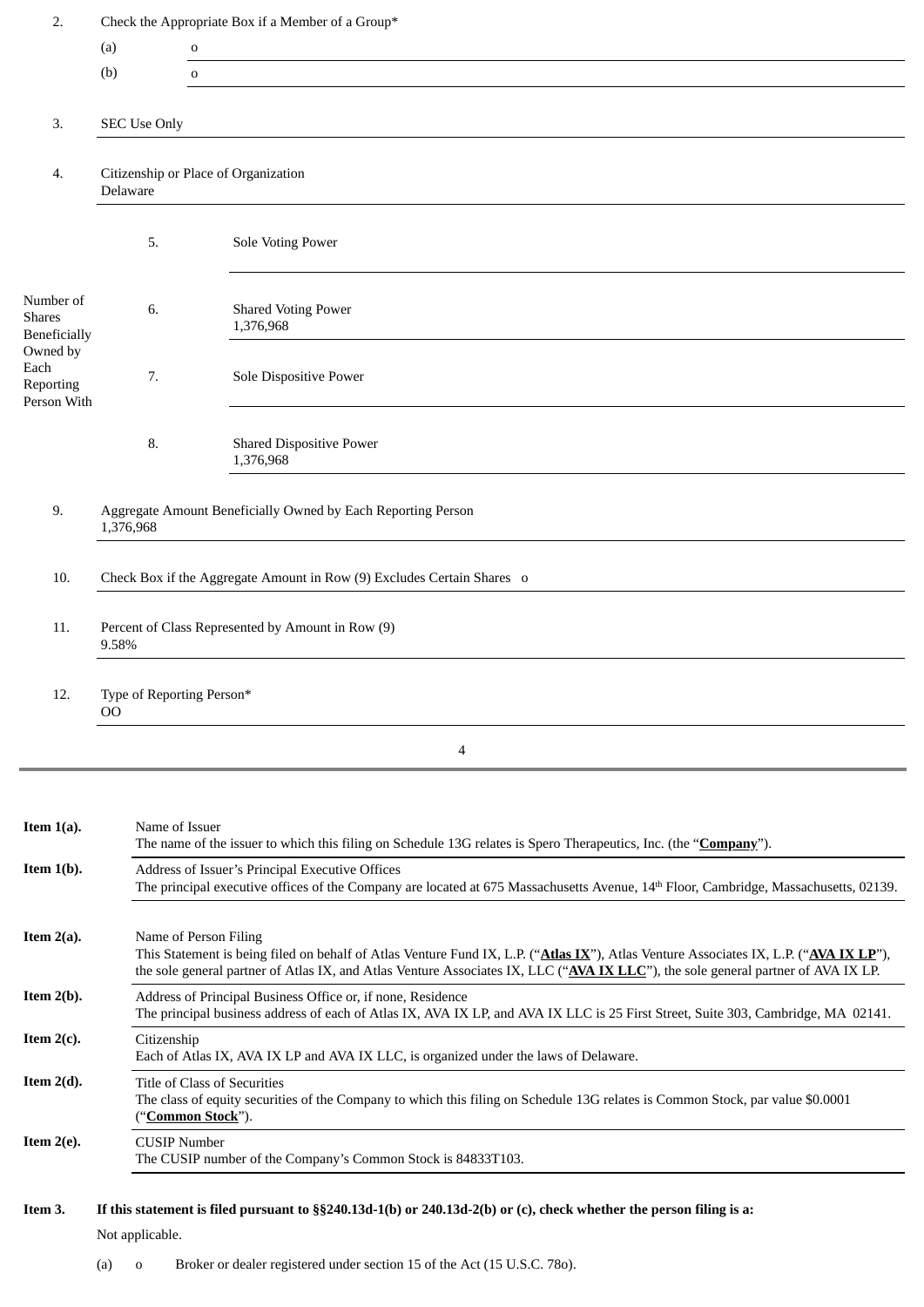| | | | |
|---|---|---|---|
| 2. | Check the Appropriate Box if a Member of a Group* | | |
| | (a) | o | |
| | (b) | o | |
| 3. | SEC Use Only | | |
| 4. | Citizenship or Place of Organization<br>Delaware | | |
| Number of Shares Beneficially Owned by Each Reporting Person With | 5. | Sole Voting Power | |
| | 6. | Shared Voting Power<br>1,376,968 | |
| | 7. | Sole Dispositive Power | |
| | 8. | Shared Dispositive Power<br>1,376,968 | |
| 9. | Aggregate Amount Beneficially Owned by Each Reporting Person<br>1,376,968 | | |
| 10. | Check Box if the Aggregate Amount in Row (9) Excludes Certain Shares o | | |
| 11. | Percent of Class Represented by Amount in Row (9)<br>9.58% | | |
| 12. | Type of Reporting Person*<br>OO | | |

| | |
|---|---|
| **Item 1(a).** | Name of Issuer<br>The name of the issuer to which this filing on Schedule 13G relates is Spero Therapeutics, Inc. (the "**Company**"). |
| **Item 1(b).** | Address of Issuer's Principal Executive Offices<br>The principal executive offices of the Company are located at 675 Massachusetts Avenue, 14th Floor, Cambridge, Massachusetts, 02139. |
| **Item 2(a).** | Name of Person Filing<br>This Statement is being filed on behalf of Atlas Venture Fund IX, L.P. ("**Atlas IX**"), Atlas Venture Associates IX, L.P. ("**AVA IX LP**"), the sole general partner of Atlas IX, and Atlas Venture Associates IX, LLC ("**AVA IX LLC**"), the sole general partner of AVA IX LP. |
| **Item 2(b).** | Address of Principal Business Office or, if none, Residence<br>The principal business address of each of Atlas IX, AVA IX LP, and AVA IX LLC is 25 First Street, Suite 303, Cambridge, MA 02141. |
| **Item 2(c).** | Citizenship<br>Each of Atlas IX, AVA IX LP and AVA IX LLC, is organized under the laws of Delaware. |
| **Item 2(d).** | Title of Class of Securities<br>The class of equity securities of the Company to which this filing on Schedule 13G relates is Common Stock, par value $0.0001 ("**Common Stock**"). |
| **Item 2(e).** | CUSIP Number<br>The CUSIP number of the Company's Common Stock is 84833T103. |

**Item 3. If this statement is filed pursuant to §§240.13d-1(b) or 240.13d-2(b) or (c), check whether the person filing is a:**

Not applicable.

(a) o Broker or dealer registered under section 15 of the Act (15 U.S.C. 78o).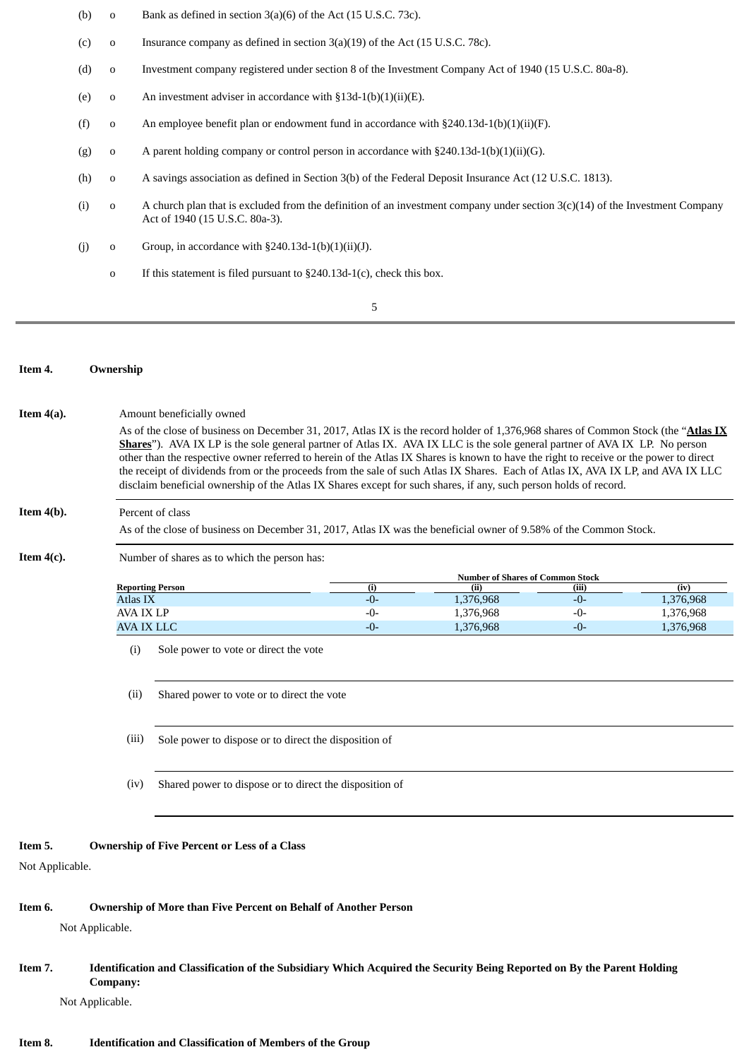(b) o Bank as defined in section 3(a)(6) of the Act (15 U.S.C. 73c).

(c) o Insurance company as defined in section 3(a)(19) of the Act (15 U.S.C. 78c).

(d) o Investment company registered under section 8 of the Investment Company Act of 1940 (15 U.S.C. 80a-8).

(e) o An investment adviser in accordance with §13d-1(b)(1)(ii)(E).

(f) o An employee benefit plan or endowment fund in accordance with §240.13d-1(b)(1)(ii)(F).

(g) o A parent holding company or control person in accordance with §240.13d-1(b)(1)(ii)(G).

(h) o A savings association as defined in Section 3(b) of the Federal Deposit Insurance Act (12 U.S.C. 1813).

(i) o A church plan that is excluded from the definition of an investment company under section 3(c)(14) of the Investment Company Act of 1940 (15 U.S.C. 80a-3).

(j) o Group, in accordance with §240.13d-1(b)(1)(ii)(J).

o If this statement is filed pursuant to §240.13d-1(c), check this box.

**Item 4. Ownership**

**Item 4(a).** Amount beneficially owned

As of the close of business on December 31, 2017, Atlas IX is the record holder of 1,376,968 shares of Common Stock (the "**Atlas IX Shares**"). AVA IX LP is the sole general partner of Atlas IX. AVA IX LLC is the sole general partner of AVA IX LP. No person other than the respective owner referred to herein of the Atlas IX Shares is known to have the right to receive or the power to direct the receipt of dividends from or the proceeds from the sale of such Atlas IX Shares. Each of Atlas IX, AVA IX LP, and AVA IX LLC disclaim beneficial ownership of the Atlas IX Shares except for such shares, if any, such person holds of record.

**Item 4(b).** Percent of class

As of the close of business on December 31, 2017, Atlas IX was the beneficial owner of 9.58% of the Common Stock.

**Item 4(c).** Number of shares as to which the person has:

| | Number of Shares of Common Stock | | | |
|---|---|---|---|---|
| **Reporting Person** | **(i)** | **(ii)** | **(iii)** | **(iv)** |
| Atlas IX | -0- | 1,376,968 | -0- | 1,376,968 |
| AVA IX LP | -0- | 1,376,968 | -0- | 1,376,968 |
| AVA IX LLC | -0- | 1,376,968 | -0- | 1,376,968 |

(i) Sole power to vote or direct the vote

(ii) Shared power to vote or to direct the vote

(iii) Sole power to dispose or to direct the disposition of

(iv) Shared power to dispose or to direct the disposition of

**Item 5. Ownership of Five Percent or Less of a Class**

Not Applicable.

**Item 6. Ownership of More than Five Percent on Behalf of Another Person**

Not Applicable.

**Item 7. Identification and Classification of the Subsidiary Which Acquired the Security Being Reported on By the Parent Holding Company:**

Not Applicable.

**Item 8. Identification and Classification of Members of the Group**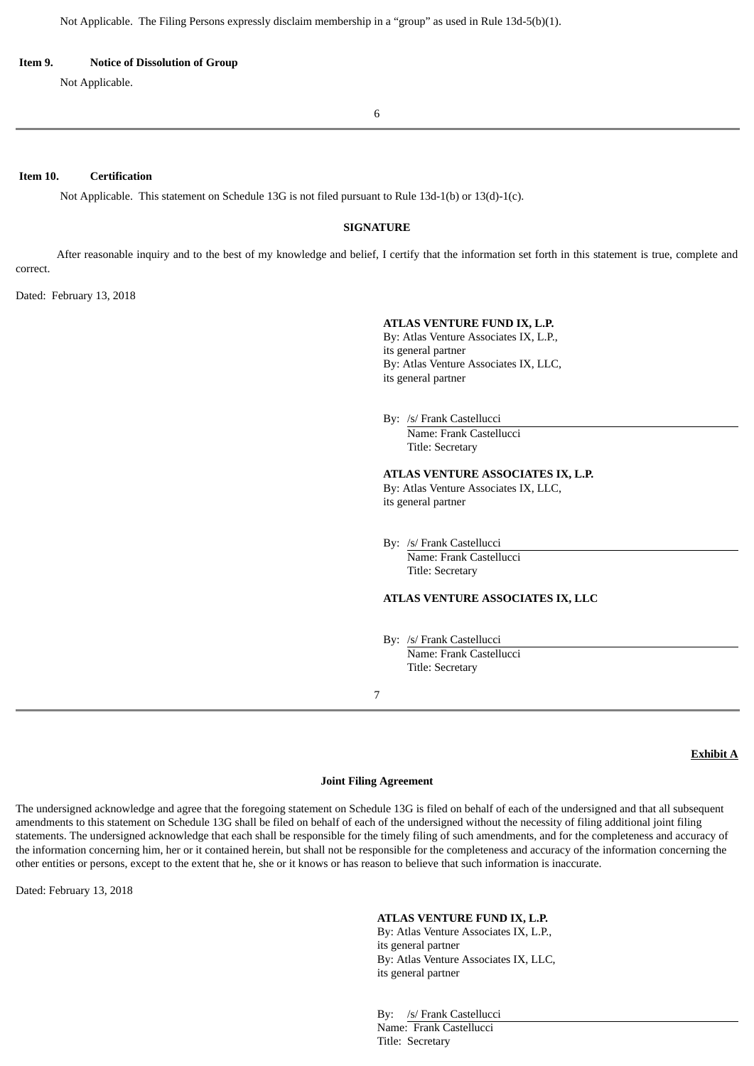Not Applicable. The Filing Persons expressly disclaim membership in a "group" as used in Rule 13d-5(b)(1).

**Item 9. Notice of Dissolution of Group**

Not Applicable.

**Item 10. Certification**

Not Applicable. This statement on Schedule 13G is not filed pursuant to Rule 13d-1(b) or 13(d)-1(c).

**SIGNATURE**

After reasonable inquiry and to the best of my knowledge and belief, I certify that the information set forth in this statement is true, complete and correct.

Dated: February 13, 2018

**ATLAS VENTURE FUND IX, L.P.**
By: Atlas Venture Associates IX, L.P.,
its general partner
By: Atlas Venture Associates IX, LLC,
its general partner

By: /s/ Frank Castellucci
Name: Frank Castellucci
Title: Secretary

**ATLAS VENTURE ASSOCIATES IX, L.P.**
By: Atlas Venture Associates IX, LLC,
its general partner

By: /s/ Frank Castellucci
Name: Frank Castellucci
Title: Secretary

**ATLAS VENTURE ASSOCIATES IX, LLC**

By: /s/ Frank Castellucci
Name: Frank Castellucci
Title: Secretary

**Exhibit A**

**Joint Filing Agreement**

The undersigned acknowledge and agree that the foregoing statement on Schedule 13G is filed on behalf of each of the undersigned and that all subsequent amendments to this statement on Schedule 13G shall be filed on behalf of each of the undersigned without the necessity of filing additional joint filing statements. The undersigned acknowledge that each shall be responsible for the timely filing of such amendments, and for the completeness and accuracy of the information concerning him, her or it contained herein, but shall not be responsible for the completeness and accuracy of the information concerning the other entities or persons, except to the extent that he, she or it knows or has reason to believe that such information is inaccurate.

Dated: February 13, 2018

**ATLAS VENTURE FUND IX, L.P.**
By: Atlas Venture Associates IX, L.P.,
its general partner
By: Atlas Venture Associates IX, LLC,
its general partner

By: /s/ Frank Castellucci
Name: Frank Castellucci
Title: Secretary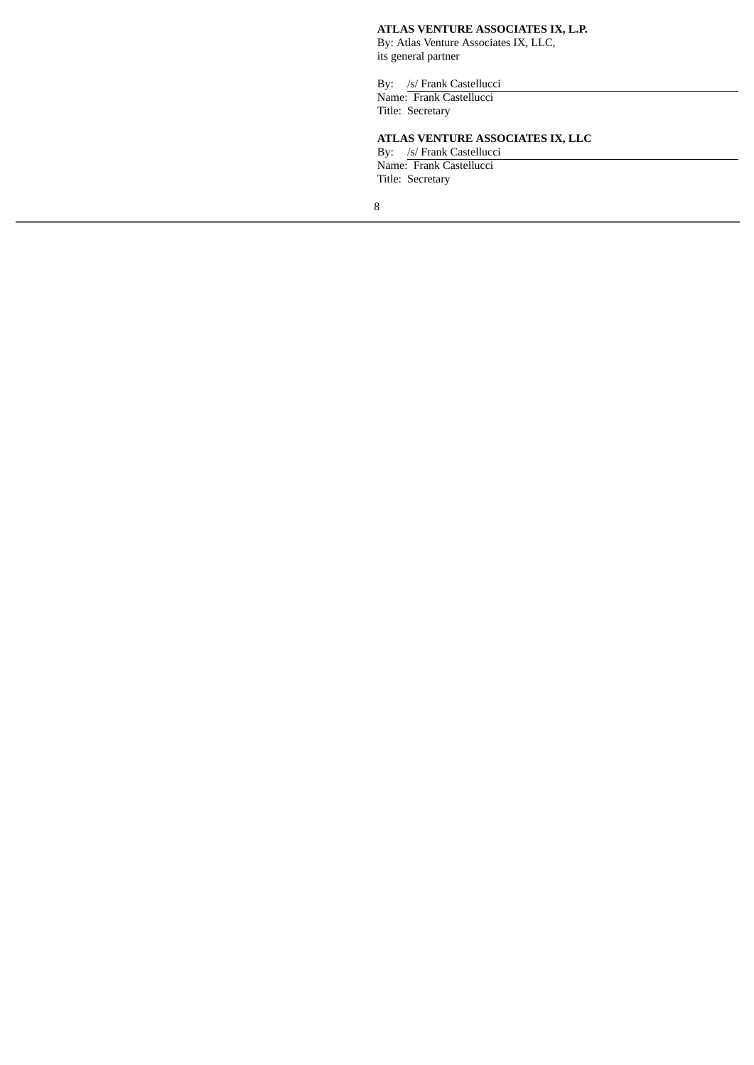**ATLAS VENTURE ASSOCIATES IX, L.P.**
By: Atlas Venture Associates IX, LLC,
its general partner

By: /s/ Frank Castellucci
Name: Frank Castellucci
Title: Secretary

**ATLAS VENTURE ASSOCIATES IX, LLC**

By: /s/ Frank Castellucci
Name: Frank Castellucci
Title: Secretary